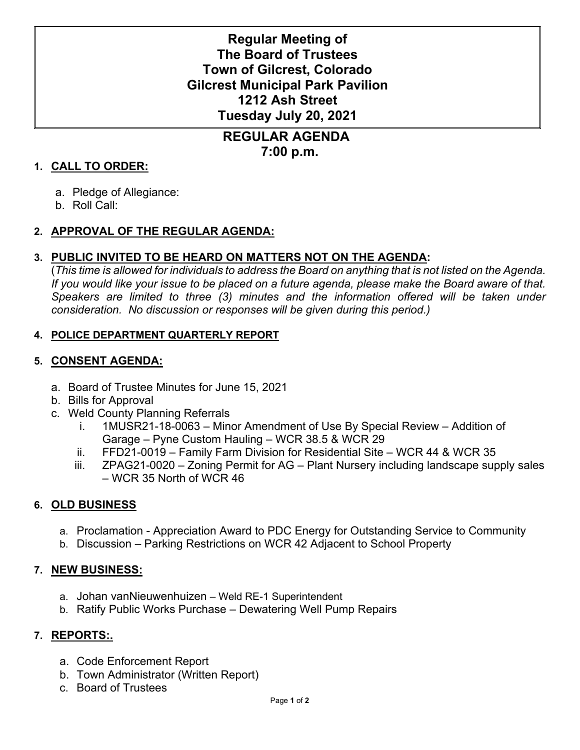# Regular Meeting of The Board of Trustees Town of Gilcrest, Colorado Gilcrest Municipal Park Pavilion 1212 Ash Street Tuesday July 20, 2021

## REGULAR AGENDA 7:00 p.m.

1. **CALL TO ORDER:**
   a. Pledge of Allegiance:
   b. Roll Call:

2. **APPROVAL OF THE REGULAR AGENDA:**

3. **PUBLIC INVITED TO BE HEARD ON MATTERS NOT ON THE AGENDA:**
   (*This time is allowed for individuals to address the Board on anything that is not listed on the Agenda. If you would like your issue to be placed on a future agenda, please make the Board aware of that. Speakers are limited to three (3) minutes and the information offered will be taken under consideration. No discussion or responses will be given during this period.)*

4. **POLICE DEPARTMENT QUARTERLY REPORT**

5. **CONSENT AGENDA:**
   a. Board of Trustee Minutes for June 15, 2021
   b. Bills for Approval
   c. Weld County Planning Referrals
      i. 1MUSR21-18-0063 – Minor Amendment of Use By Special Review – Addition of Garage – Pyne Custom Hauling – WCR 38.5 & WCR 29
      ii. FFD21-0019 – Family Farm Division for Residential Site – WCR 44 & WCR 35
      iii. ZPAG21-0020 – Zoning Permit for AG – Plant Nursery including landscape supply sales – WCR 35 North of WCR 46

6. **OLD BUSINESS**
   a. Proclamation - Appreciation Award to PDC Energy for Outstanding Service to Community
   b. Discussion – Parking Restrictions on WCR 42 Adjacent to School Property

7. **NEW BUSINESS:**
   a. Johan vanNieuwenhuizen – Weld RE-1 Superintendent
   b. Ratify Public Works Purchase – Dewatering Well Pump Repairs

7. **REPORTS:.**
   a. Code Enforcement Report
   b. Town Administrator (Written Report)
   c. Board of Trustees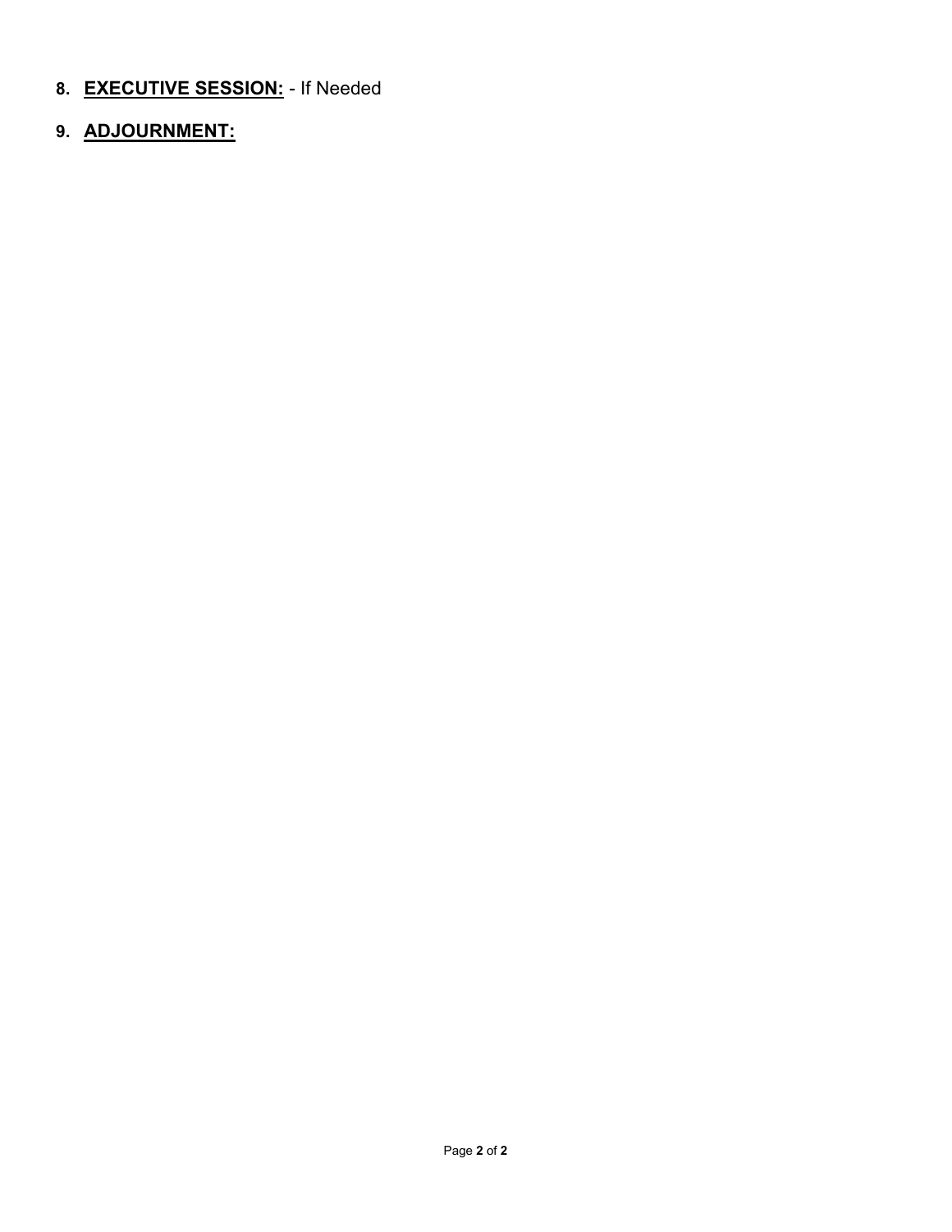8. **EXECUTIVE SESSION:** - If Needed

9. **ADJOURNMENT:**